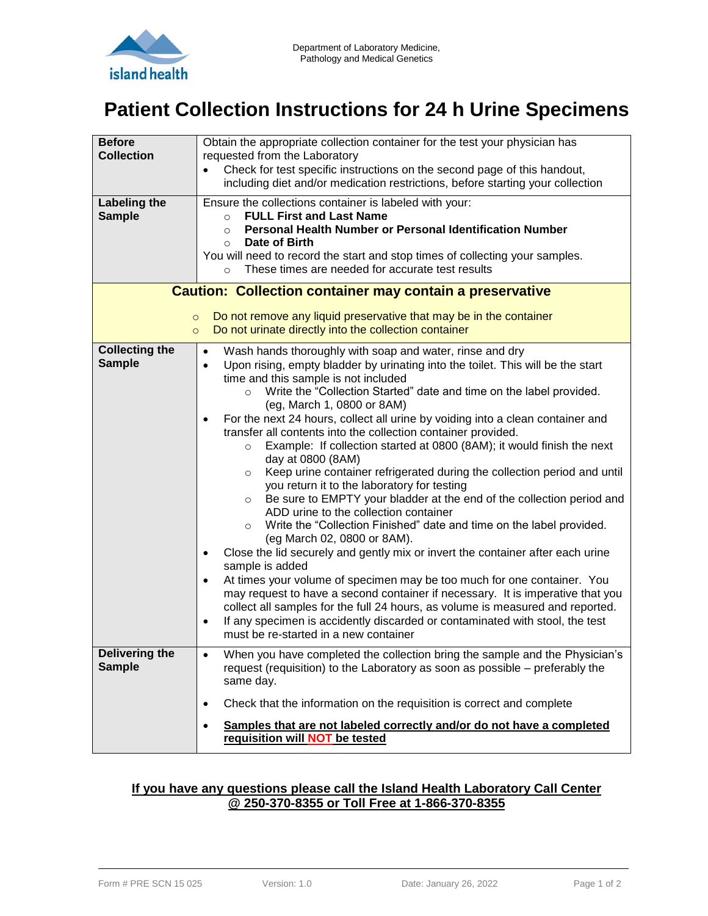Department of Laboratory Medicine, Pathology and Medical Genetics

# Patient Collection Instructions for 24 h Urine Specimens

| | |
|---|---|
| **Before Collection** | Obtain the appropriate collection container for the test your physician has requested from the Laboratory<br>• Check for test specific instructions on the second page of this handout, including diet and/or medication restrictions, before starting your collection |
| **Labeling the Sample** | Ensure the collections container is labeled with your:<br>○ **FULL First and Last Name**<br>○ **Personal Health Number or Personal Identification Number**<br>○ **Date of Birth**<br>You will need to record the start and stop times of collecting your samples.<br>○ These times are needed for accurate test results |
| **Caution: Collection container may contain a preservative** | ○ Do not remove any liquid preservative that may be in the container<br>○ Do not urinate directly into the collection container |
| **Collecting the Sample** | • Wash hands thoroughly with soap and water, rinse and dry<br>• Upon rising, empty bladder by urinating into the toilet. This will be the start time and this sample is not included<br>  ○ Write the "Collection Started" date and time on the label provided. (eg, March 1, 0800 or 8AM)<br>• For the next 24 hours, collect all urine by voiding into a clean container and transfer all contents into the collection container provided.<br>  ○ Example: If collection started at 0800 (8AM); it would finish the next day at 0800 (8AM)<br>  ○ Keep urine container refrigerated during the collection period and until you return it to the laboratory for testing<br>  ○ Be sure to EMPTY your bladder at the end of the collection period and ADD urine to the collection container<br>  ○ Write the "Collection Finished" date and time on the label provided. (eg March 02, 0800 or 8AM).<br>• Close the lid securely and gently mix or invert the container after each urine sample is added<br>• At times your volume of specimen may be too much for one container. You may request to have a second container if necessary. It is imperative that you collect all samples for the full 24 hours, as volume is measured and reported.<br>• If any specimen is accidently discarded or contaminated with stool, the test must be re-started in a new container |
| **Delivering the Sample** | • When you have completed the collection bring the sample and the Physician's request (requisition) to the Laboratory as soon as possible – preferably the same day.<br>• Check that the information on the requisition is correct and complete<br>• **Samples that are not labeled correctly and/or do not have a completed requisition will NOT be tested** |

**If you have any questions please call the Island Health Laboratory Call Center @ 250-370-8355 or Toll Free at 1-866-370-8355**

Form # PRE SCN 15 025 Version: 1.0 Date: January 26, 2022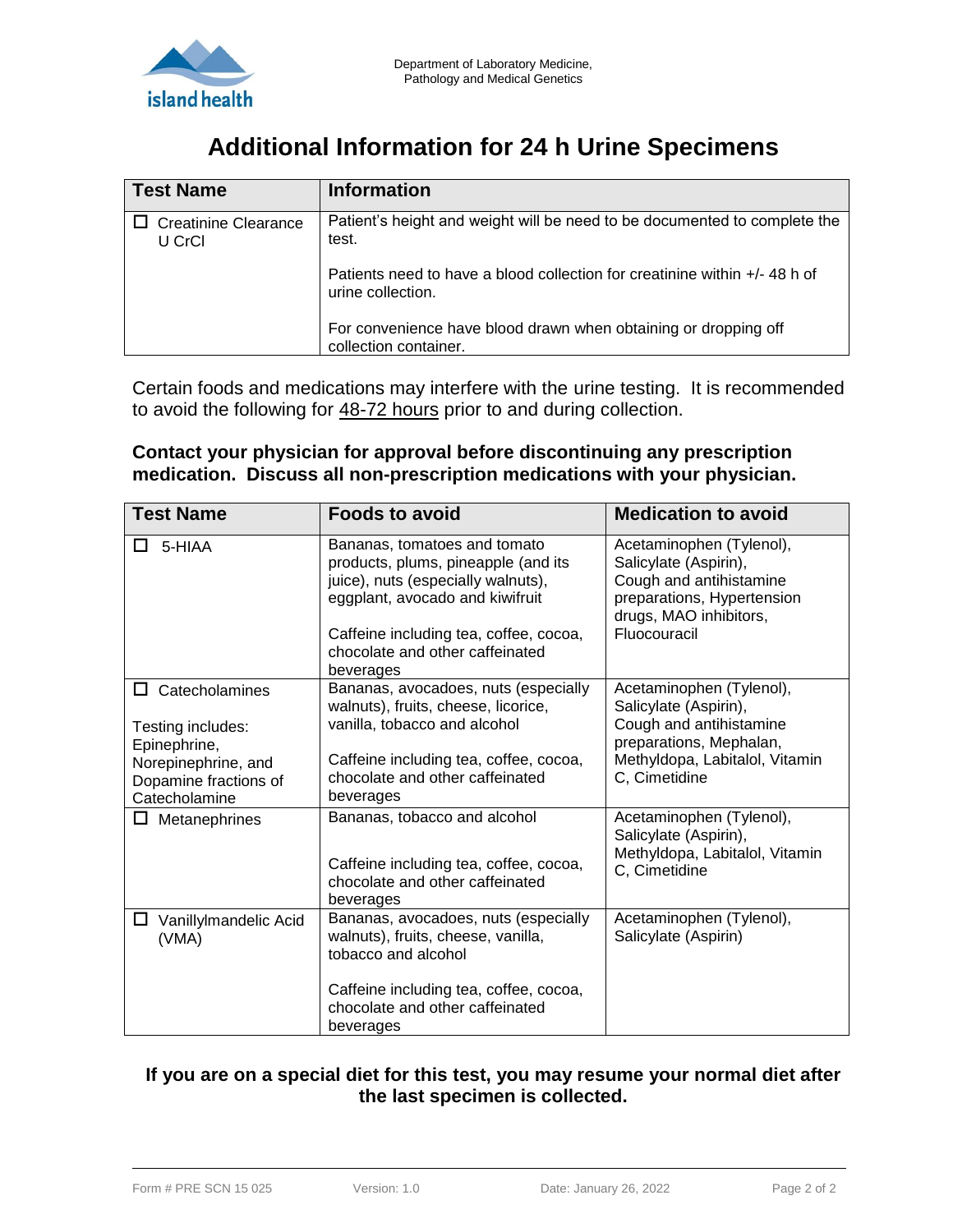Department of Laboratory Medicine, Pathology and Medical Genetics

# Additional Information for 24 h Urine Specimens

| Test Name | Information |
| --- | --- |
| ☐ Creatinine Clearance U CrCl | Patient's height and weight will be need to be documented to complete the test.<br><br>Patients need to have a blood collection for creatinine within +/- 48 h of urine collection.<br><br>For convenience have blood drawn when obtaining or dropping off collection container. |

Certain foods and medications may interfere with the urine testing. It is recommended to avoid the following for 48-72 hours prior to and during collection.

**Contact your physician for approval before discontinuing any prescription medication. Discuss all non-prescription medications with your physician.**

| Test Name | Foods to avoid | Medication to avoid |
| --- | --- | --- |
| ☐ 5-HIAA | Bananas, tomatoes and tomato products, plums, pineapple (and its juice), nuts (especially walnuts), eggplant, avocado and kiwifruit<br><br>Caffeine including tea, coffee, cocoa, chocolate and other caffeinated beverages | Acetaminophen (Tylenol), Salicylate (Aspirin), Cough and antihistamine preparations, Hypertension drugs, MAO inhibitors, Fluocouracil |
| ☐ Catecholamines<br><br>Testing includes: Epinephrine, Norepinephrine, and Dopamine fractions of Catecholamine | Bananas, avocadoes, nuts (especially walnuts), fruits, cheese, licorice, vanilla, tobacco and alcohol<br><br>Caffeine including tea, coffee, cocoa, chocolate and other caffeinated beverages | Acetaminophen (Tylenol), Salicylate (Aspirin), Cough and antihistamine preparations, Mephalan, Methyldopa, Labitalol, Vitamin C, Cimetidine |
| ☐ Metanephrines | Bananas, tobacco and alcohol<br><br>Caffeine including tea, coffee, cocoa, chocolate and other caffeinated beverages | Acetaminophen (Tylenol), Salicylate (Aspirin), Methyldopa, Labitalol, Vitamin C, Cimetidine |
| ☐ Vanillylmandelic Acid (VMA) | Bananas, avocadoes, nuts (especially walnuts), fruits, cheese, vanilla, tobacco and alcohol<br><br>Caffeine including tea, coffee, cocoa, chocolate and other caffeinated beverages | Acetaminophen (Tylenol), Salicylate (Aspirin) |

**If you are on a special diet for this test, you may resume your normal diet after the last specimen is collected.**

Form # PRE SCN 15 025 Version: 1.0 Date: January 26, 2022